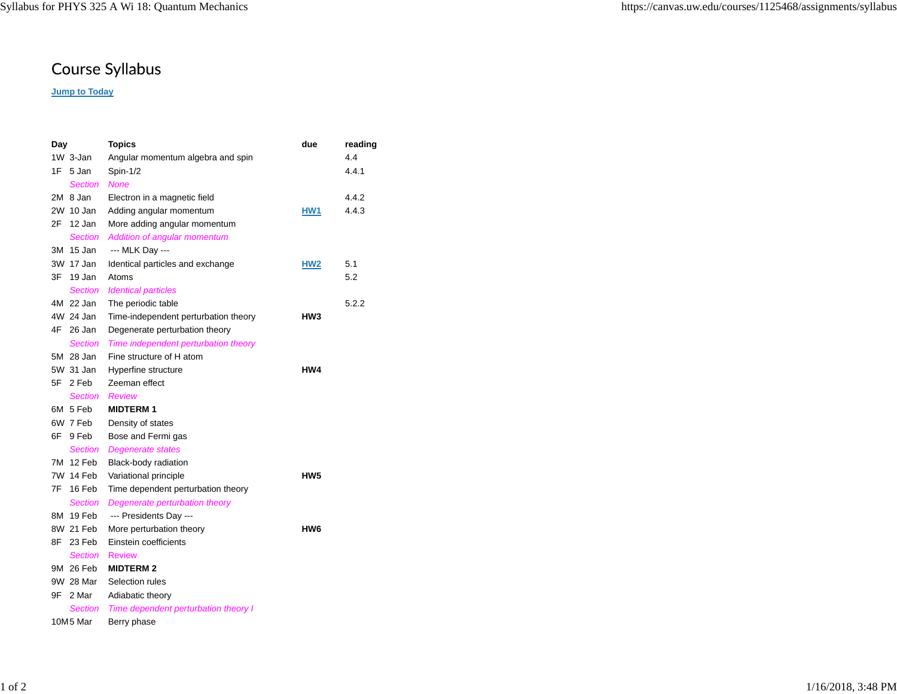# Course Syllabus

**Jump to Today**

| Day | | Topics | due | reading |
|---|---|---|---|---|
| 1W | 3-Jan | Angular momentum algebra and spin | | 4.4 |
| 1F | 5 Jan | Spin-1/2 | | 4.4.1 |
| | *Section* | *None* | | |
| 2M | 8 Jan | Electron in a magnetic field | | 4.4.2 |
| 2W | 10 Jan | Adding angular momentum | HW1 | 4.4.3 |
| 2F | 12 Jan | More adding angular momentum | | |
| | *Section* | *Addition of angular momentum* | | |
| 3M | 15 Jan | --- MLK Day --- | | |
| 3W | 17 Jan | Identical particles and exchange | HW2 | 5.1 |
| 3F | 19 Jan | Atoms | | 5.2 |
| | *Section* | *Identical particles* | | |
| 4M | 22 Jan | The periodic table | | 5.2.2 |
| 4W | 24 Jan | Time-independent perturbation theory | **HW3** | |
| 4F | 26 Jan | Degenerate perturbation theory | | |
| | *Section* | *Time independent perturbation theory* | | |
| 5M | 28 Jan | Fine structure of H atom | | |
| 5W | 31 Jan | Hyperfine structure | **HW4** | |
| 5F | 2 Feb | Zeeman effect | | |
| | *Section* | *Review* | | |
| 6M | 5 Feb | **MIDTERM 1** | | |
| 6W | 7 Feb | Density of states | | |
| 6F | 9 Feb | Bose and Fermi gas | | |
| | *Section* | *Degenerate states* | | |
| 7M | 12 Feb | Black-body radiation | | |
| 7W | 14 Feb | Variational principle | **HW5** | |
| 7F | 16 Feb | Time dependent perturbation theory | | |
| | *Section* | *Degenerate perturbation theory* | | |
| 8M | 19 Feb | --- Presidents Day --- | | |
| 8W | 21 Feb | More perturbation theory | **HW6** | |
| 8F | 23 Feb | Einstein coefficients | | |
| | Section | Review | | |
| 9M | 26 Feb | **MIDTERM 2** | | |
| 9W | 28 Mar | Selection rules | | |
| 9F | 2 Mar | Adiabatic theory | | |
| | *Section* | *Time dependent perturbation theory I* | | |
| 10M | 5 Mar | Berry phase | | |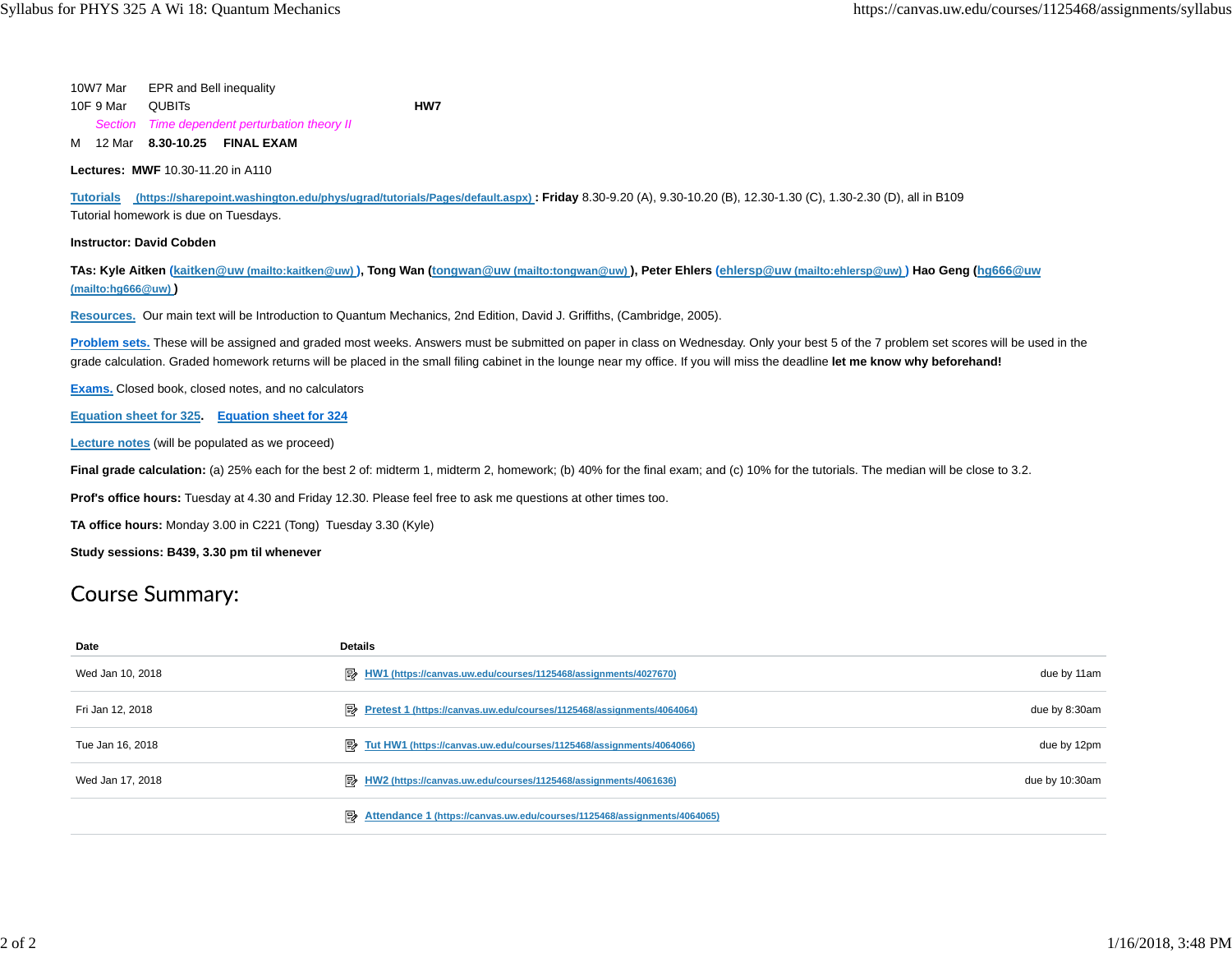| | | | |
|---|---|---|---|
| 10W | 7 Mar | EPR and Bell inequality | |
| 10F | 9 Mar | QUBITs | **HW7** |
| | *Section* | *Time dependent perturbation theory II* | |
| M | 12 Mar | **8.30-10.25 FINAL EXAM** | |

**Lectures: MWF** 10.30-11.20 in A110

[Tutorials (https://sharepoint.washington.edu/phys/ugrad/tutorials/Pages/default.aspx)]: **Friday** 8.30-9.20 (A), 9.30-10.20 (B), 12.30-1.30 (C), 1.30-2.30 (D), all in B109
Tutorial homework is due on Tuesdays.

**Instructor: David Cobden**

**TAs: Kyle Aitken (kaitken@uw (mailto:kaitken@uw) ), Tong Wan (tongwan@uw (mailto:tongwan@uw) ), Peter Ehlers (ehlersp@uw (mailto:ehlersp@uw) ) Hao Geng (hg666@uw (mailto:hg666@uw) )**

**Resources.** Our main text will be Introduction to Quantum Mechanics, 2nd Edition, David J. Griffiths, (Cambridge, 2005).

**Problem sets.** These will be assigned and graded most weeks. Answers must be submitted on paper in class on Wednesday. Only your best 5 of the 7 problem set scores will be used in the grade calculation. Graded homework returns will be placed in the small filing cabinet in the lounge near my office. If you will miss the deadline **let me know why beforehand!**

**Exams.** Closed book, closed notes, and no calculators

**Equation sheet for 325**. **Equation sheet for 324**

**Lecture notes** (will be populated as we proceed)

**Final grade calculation:** (a) 25% each for the best 2 of: midterm 1, midterm 2, homework; (b) 40% for the final exam; and (c) 10% for the tutorials. The median will be close to 3.2.

**Prof's office hours:** Tuesday at 4.30 and Friday 12.30. Please feel free to ask me questions at other times too.

**TA office hours:** Monday 3.00 in C221 (Tong) Tuesday 3.30 (Kyle)

**Study sessions: B439, 3.30 pm til whenever**

## Course Summary:

| Date | Details | |
|---|---|---|
| Wed Jan 10, 2018 | HW1 (https://canvas.uw.edu/courses/1125468/assignments/4027670) | due by 11am |
| Fri Jan 12, 2018 | Pretest 1 (https://canvas.uw.edu/courses/1125468/assignments/4064064) | due by 8:30am |
| Tue Jan 16, 2018 | Tut HW1 (https://canvas.uw.edu/courses/1125468/assignments/4064066) | due by 12pm |
| Wed Jan 17, 2018 | HW2 (https://canvas.uw.edu/courses/1125468/assignments/4061636) | due by 10:30am |
| | Attendance 1 (https://canvas.uw.edu/courses/1125468/assignments/4064065) | |